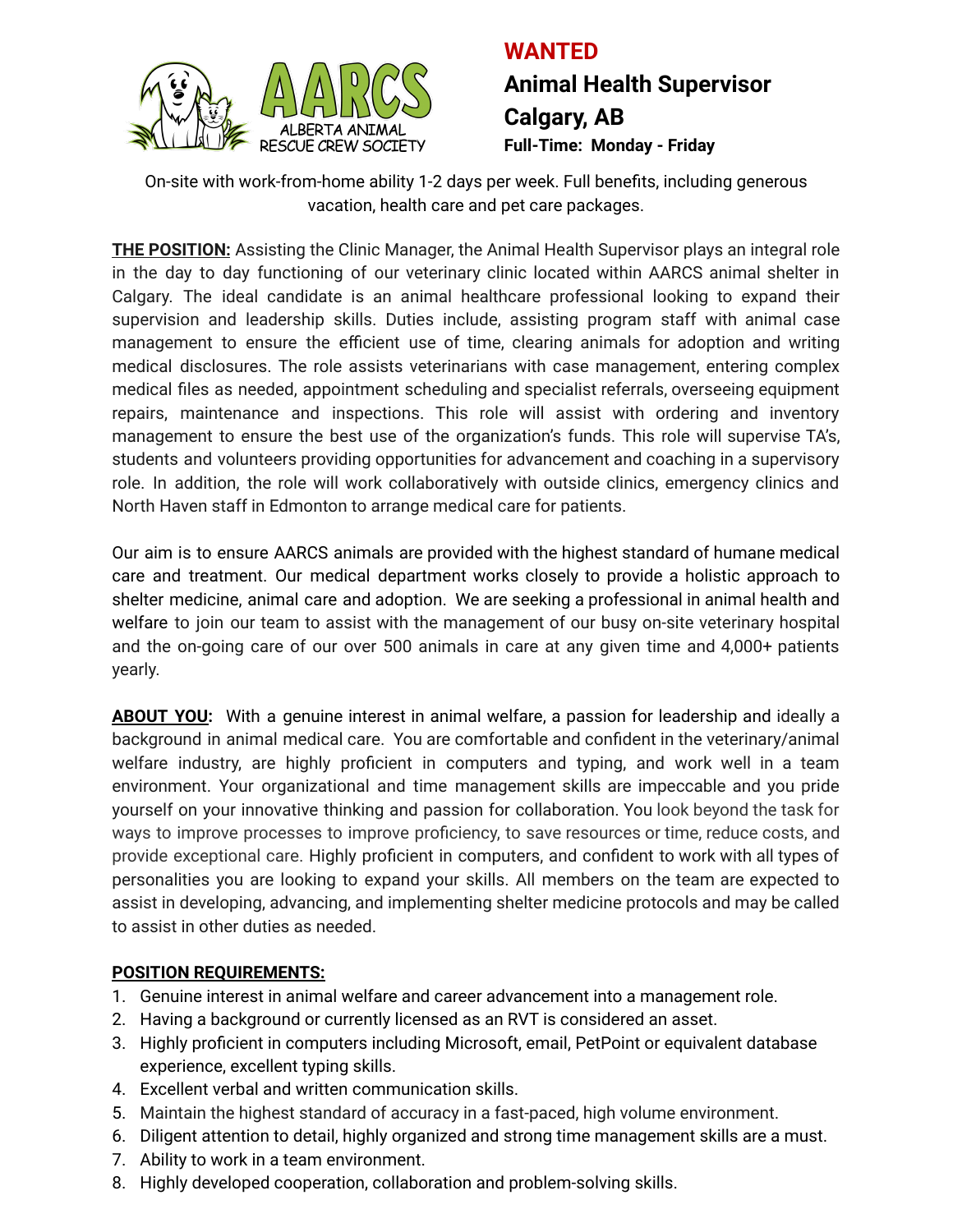AARCS ALBERTA ANIMAL RESCUE CREW SOCIETY

# WANTED

## Animal Health Supervisor

## Calgary, AB

**Full-Time: Monday - Friday**

On-site with work-from-home ability 1-2 days per week. Full benefits, including generous vacation, health care and pet care packages.

**THE POSITION:** Assisting the Clinic Manager, the Animal Health Supervisor plays an integral role in the day to day functioning of our veterinary clinic located within AARCS animal shelter in Calgary. The ideal candidate is an animal healthcare professional looking to expand their supervision and leadership skills. Duties include, assisting program staff with animal case management to ensure the efficient use of time, clearing animals for adoption and writing medical disclosures. The role assists veterinarians with case management, entering complex medical files as needed, appointment scheduling and specialist referrals, overseeing equipment repairs, maintenance and inspections. This role will assist with ordering and inventory management to ensure the best use of the organization's funds. This role will supervise TA's, students and volunteers providing opportunities for advancement and coaching in a supervisory role. In addition, the role will work collaboratively with outside clinics, emergency clinics and North Haven staff in Edmonton to arrange medical care for patients.

Our aim is to ensure AARCS animals are provided with the highest standard of humane medical care and treatment. Our medical department works closely to provide a holistic approach to shelter medicine, animal care and adoption. We are seeking a professional in animal health and welfare to join our team to assist with the management of our busy on-site veterinary hospital and the on-going care of our over 500 animals in care at any given time and 4,000+ patients yearly.

**ABOUT YOU:** With a genuine interest in animal welfare, a passion for leadership and ideally a background in animal medical care. You are comfortable and confident in the veterinary/animal welfare industry, are highly proficient in computers and typing, and work well in a team environment. Your organizational and time management skills are impeccable and you pride yourself on your innovative thinking and passion for collaboration. You look beyond the task for ways to improve processes to improve proficiency, to save resources or time, reduce costs, and provide exceptional care. Highly proficient in computers, and confident to work with all types of personalities you are looking to expand your skills. All members on the team are expected to assist in developing, advancing, and implementing shelter medicine protocols and may be called to assist in other duties as needed.

**POSITION REQUIREMENTS:**

1. Genuine interest in animal welfare and career advancement into a management role.
2. Having a background or currently licensed as an RVT is considered an asset.
3. Highly proficient in computers including Microsoft, email, PetPoint or equivalent database experience, excellent typing skills.
4. Excellent verbal and written communication skills.
5. Maintain the highest standard of accuracy in a fast-paced, high volume environment.
6. Diligent attention to detail, highly organized and strong time management skills are a must.
7. Ability to work in a team environment.
8. Highly developed cooperation, collaboration and problem-solving skills.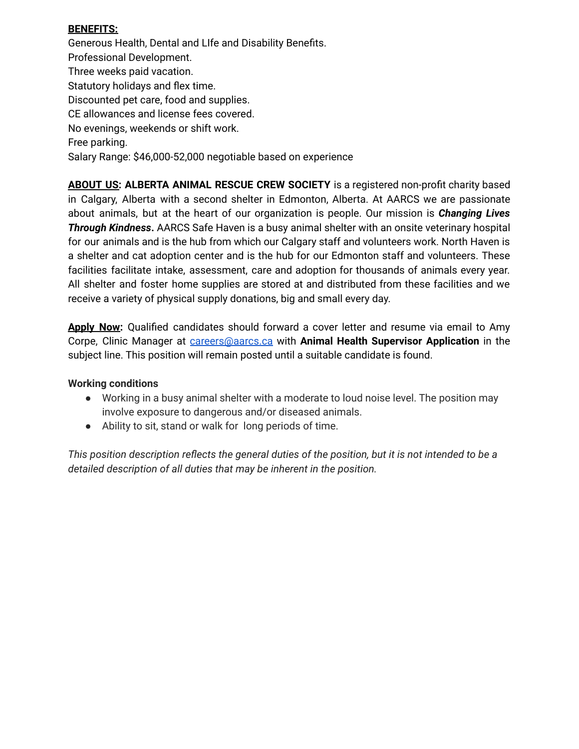**BENEFITS:**
Generous Health, Dental and LIfe and Disability Benefits.
Professional Development.
Three weeks paid vacation.
Statutory holidays and flex time.
Discounted pet care, food and supplies.
CE allowances and license fees covered.
No evenings, weekends or shift work.
Free parking.
Salary Range: $46,000-52,000 negotiable based on experience

**ABOUT US: ALBERTA ANIMAL RESCUE CREW SOCIETY** is a registered non-profit charity based in Calgary, Alberta with a second shelter in Edmonton, Alberta. At AARCS we are passionate about animals, but at the heart of our organization is people. Our mission is ***Changing Lives Through Kindness*.** AARCS Safe Haven is a busy animal shelter with an onsite veterinary hospital for our animals and is the hub from which our Calgary staff and volunteers work. North Haven is a shelter and cat adoption center and is the hub for our Edmonton staff and volunteers. These facilities facilitate intake, assessment, care and adoption for thousands of animals every year. All shelter and foster home supplies are stored at and distributed from these facilities and we receive a variety of physical supply donations, big and small every day.

**Apply Now:** Qualified candidates should forward a cover letter and resume via email to Amy Corpe, Clinic Manager at [careers@aarcs.ca](mailto:careers@aarcs.ca) with **Animal Health Supervisor Application** in the subject line. This position will remain posted until a suitable candidate is found.

**Working conditions**

- Working in a busy animal shelter with a moderate to loud noise level. The position may involve exposure to dangerous and/or diseased animals.
- Ability to sit, stand or walk for long periods of time.

*This position description reflects the general duties of the position, but it is not intended to be a detailed description of all duties that may be inherent in the position.*